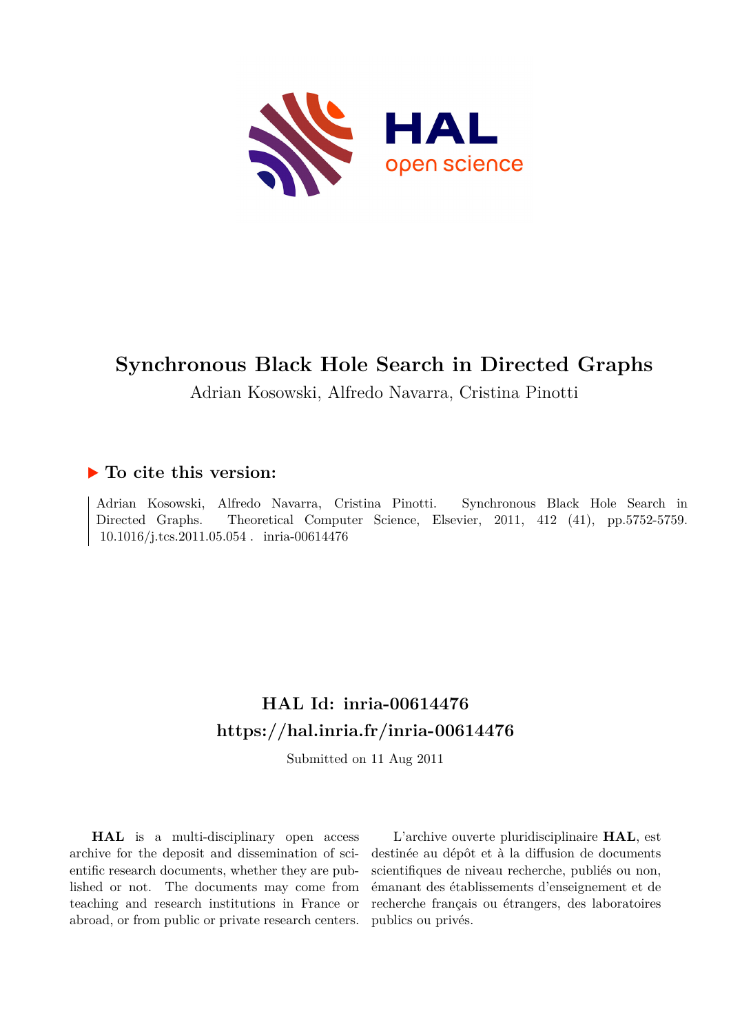# Synchronous Black Hole Search in Directed Graphs

Adrian Kosowski, Alfredo Navarra, Cristina Pinotti

## ▶ To cite this version:

Adrian Kosowski, Alfredo Navarra, Cristina Pinotti. Synchronous Black Hole Search in Directed Graphs. Theoretical Computer Science, Elsevier, 2011, 412 (41), pp.5752-5759. 10.1016/j.tcs.2011.05.054 . inria-00614476

## HAL Id: inria-00614476
## https://hal.inria.fr/inria-00614476

Submitted on 11 Aug 2011

**HAL** is a multi-disciplinary open access archive for the deposit and dissemination of scientific research documents, whether they are published or not. The documents may come from teaching and research institutions in France or abroad, or from public or private research centers.

L'archive ouverte pluridisciplinaire **HAL**, est destinée au dépôt et à la diffusion de documents scientifiques de niveau recherche, publiés ou non, émanant des établissements d'enseignement et de recherche français ou étrangers, des laboratoires publics ou privés.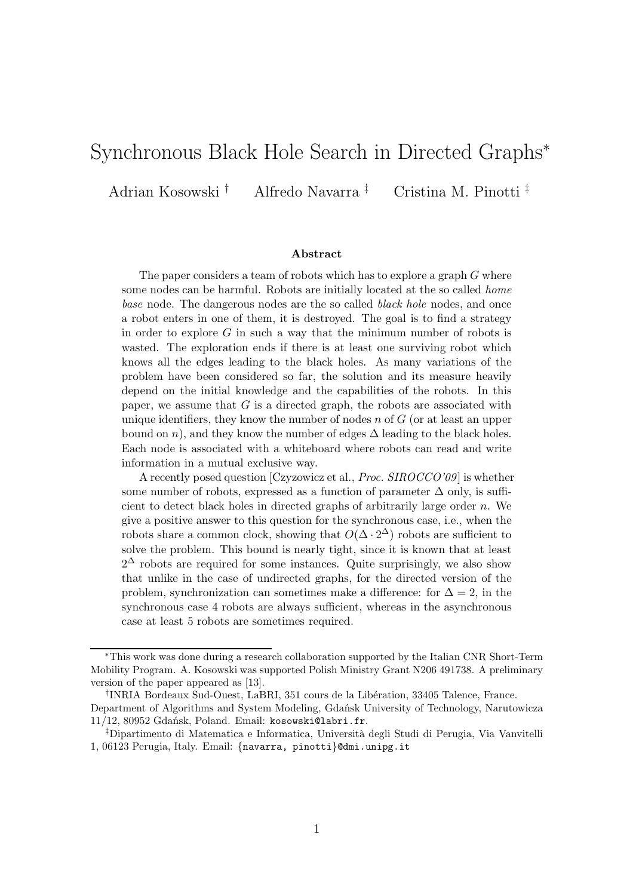# Synchronous Black Hole Search in Directed Graphs*

Adrian Kosowski † Alfredo Navarra ‡ Cristina M. Pinotti ‡

### Abstract

The paper considers a team of robots which has to explore a graph $G$ where some nodes can be harmful. Robots are initially located at the so called *home base* node. The dangerous nodes are the so called *black hole* nodes, and once a robot enters in one of them, it is destroyed. The goal is to find a strategy in order to explore $G$ in such a way that the minimum number of robots is wasted. The exploration ends if there is at least one surviving robot which knows all the edges leading to the black holes. As many variations of the problem have been considered so far, the solution and its measure heavily depend on the initial knowledge and the capabilities of the robots. In this paper, we assume that $G$ is a directed graph, the robots are associated with unique identifiers, they know the number of nodes $n$ of $G$ (or at least an upper bound on $n$), and they know the number of edges $\Delta$ leading to the black holes. Each node is associated with a whiteboard where robots can read and write information in a mutual exclusive way.

A recently posed question [Czyzowicz et al., *Proc. SIROCCO'09*] is whether some number of robots, expressed as a function of parameter $\Delta$ only, is sufficient to detect black holes in directed graphs of arbitrarily large order $n$. We give a positive answer to this question for the synchronous case, i.e., when the robots share a common clock, showing that $O(\Delta \cdot 2^{\Delta})$ robots are sufficient to solve the problem. This bound is nearly tight, since it is known that at least $2^{\Delta}$ robots are required for some instances. Quite surprisingly, we also show that unlike in the case of undirected graphs, for the directed version of the problem, synchronization can sometimes make a difference: for $\Delta = 2$, in the synchronous case 4 robots are always sufficient, whereas in the asynchronous case at least 5 robots are sometimes required.

---

*This work was done during a research collaboration supported by the Italian CNR Short-Term Mobility Program. A. Kosowski was supported Polish Ministry Grant N206 491738. A preliminary version of the paper appeared as [13].

†INRIA Bordeaux Sud-Ouest, LaBRI, 351 cours de la Libération, 33405 Talence, France. Department of Algorithms and System Modeling, Gdańsk University of Technology, Narutowicza 11/12, 80952 Gdańsk, Poland. Email: kosowski@labri.fr.

‡Dipartimento di Matematica e Informatica, Università degli Studi di Perugia, Via Vanvitelli 1, 06123 Perugia, Italy. Email: {navarra, pinotti}@dmi.unipg.it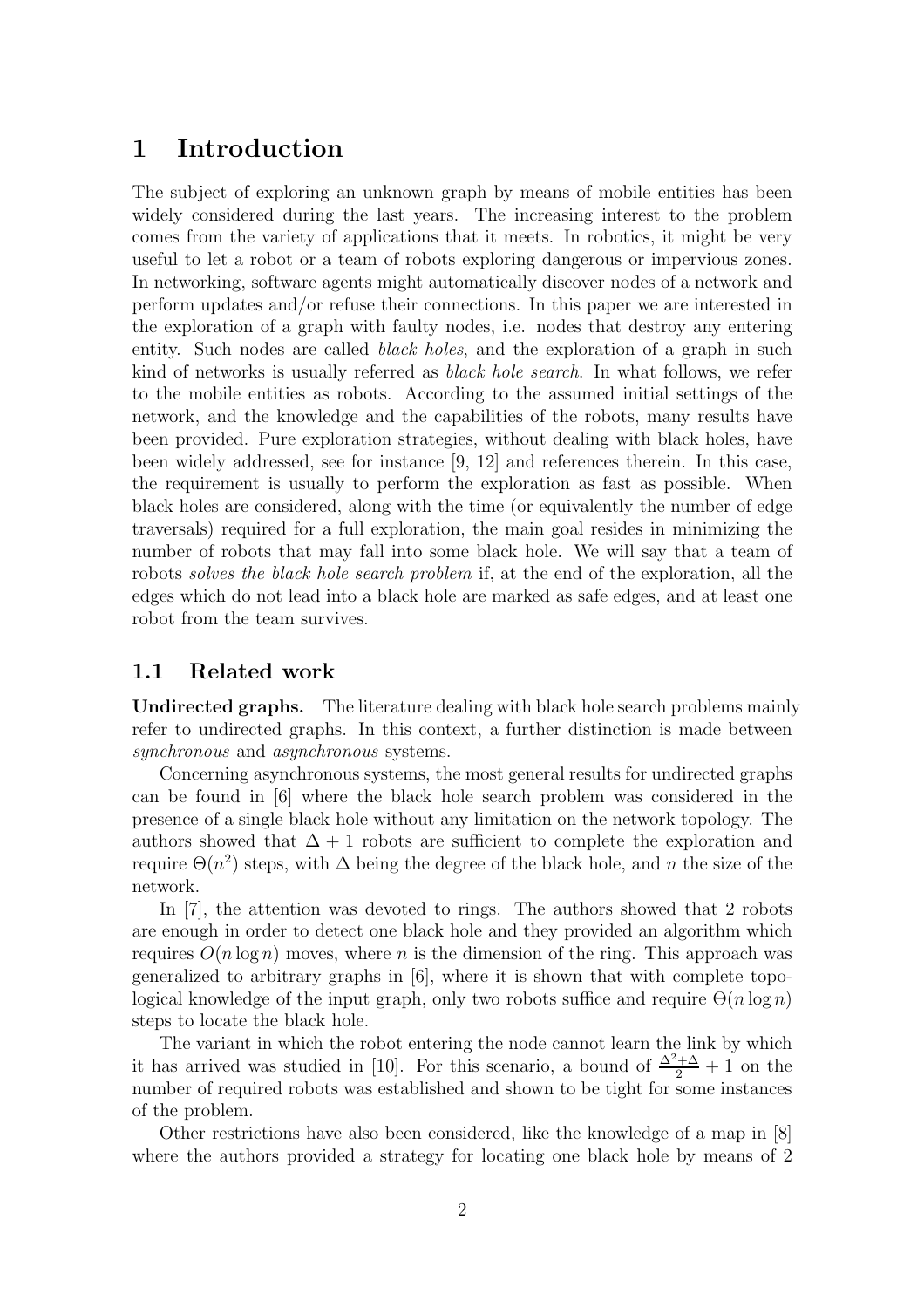# 1 Introduction

The subject of exploring an unknown graph by means of mobile entities has been widely considered during the last years. The increasing interest to the problem comes from the variety of applications that it meets. In robotics, it might be very useful to let a robot or a team of robots exploring dangerous or impervious zones. In networking, software agents might automatically discover nodes of a network and perform updates and/or refuse their connections. In this paper we are interested in the exploration of a graph with faulty nodes, i.e. nodes that destroy any entering entity. Such nodes are called *black holes*, and the exploration of a graph in such kind of networks is usually referred as *black hole search*. In what follows, we refer to the mobile entities as robots. According to the assumed initial settings of the network, and the knowledge and the capabilities of the robots, many results have been provided. Pure exploration strategies, without dealing with black holes, have been widely addressed, see for instance [9, 12] and references therein. In this case, the requirement is usually to perform the exploration as fast as possible. When black holes are considered, along with the time (or equivalently the number of edge traversals) required for a full exploration, the main goal resides in minimizing the number of robots that may fall into some black hole. We will say that a team of robots *solves the black hole search problem* if, at the end of the exploration, all the edges which do not lead into a black hole are marked as safe edges, and at least one robot from the team survives.

## 1.1 Related work

**Undirected graphs.** The literature dealing with black hole search problems mainly refer to undirected graphs. In this context, a further distinction is made between *synchronous* and *asynchronous* systems.

Concerning asynchronous systems, the most general results for undirected graphs can be found in [6] where the black hole search problem was considered in the presence of a single black hole without any limitation on the network topology. The authors showed that $\Delta + 1$ robots are sufficient to complete the exploration and require $\Theta(n^2)$ steps, with $\Delta$ being the degree of the black hole, and $n$ the size of the network.

In [7], the attention was devoted to rings. The authors showed that 2 robots are enough in order to detect one black hole and they provided an algorithm which requires $O(n \log n)$ moves, where $n$ is the dimension of the ring. This approach was generalized to arbitrary graphs in [6], where it is shown that with complete topological knowledge of the input graph, only two robots suffice and require $\Theta(n \log n)$ steps to locate the black hole.

The variant in which the robot entering the node cannot learn the link by which it has arrived was studied in [10]. For this scenario, a bound of $\frac{\Delta^2+\Delta}{2} + 1$ on the number of required robots was established and shown to be tight for some instances of the problem.

Other restrictions have also been considered, like the knowledge of a map in [8] where the authors provided a strategy for locating one black hole by means of 2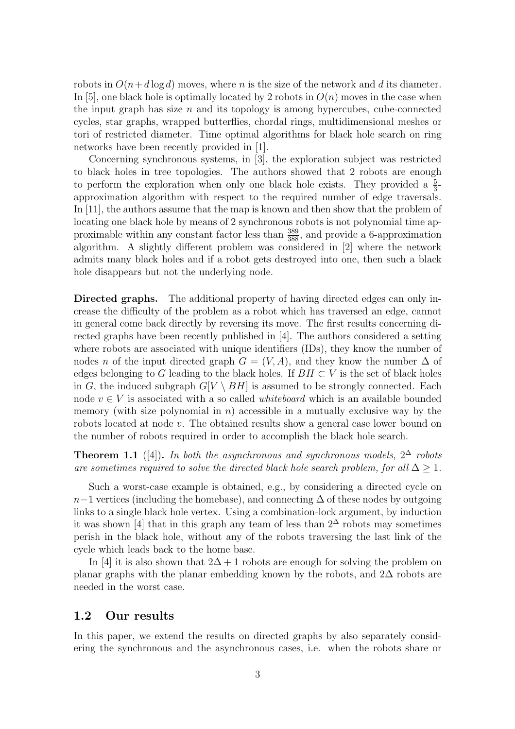robots in $O(n + d \log d)$ moves, where $n$ is the size of the network and $d$ its diameter. In [5], one black hole is optimally located by 2 robots in $O(n)$ moves in the case when the input graph has size $n$ and its topology is among hypercubes, cube-connected cycles, star graphs, wrapped butterflies, chordal rings, multidimensional meshes or tori of restricted diameter. Time optimal algorithms for black hole search on ring networks have been recently provided in [1].

Concerning synchronous systems, in [3], the exploration subject was restricted to black holes in tree topologies. The authors showed that 2 robots are enough to perform the exploration when only one black hole exists. They provided a $\frac{5}{3}$-approximation algorithm with respect to the required number of edge traversals. In [11], the authors assume that the map is known and then show that the problem of locating one black hole by means of 2 synchronous robots is not polynomial time approximable within any constant factor less than $\frac{389}{388}$, and provide a 6-approximation algorithm. A slightly different problem was considered in [2] where the network admits many black holes and if a robot gets destroyed into one, then such a black hole disappears but not the underlying node.

**Directed graphs.** The additional property of having directed edges can only increase the difficulty of the problem as a robot which has traversed an edge, cannot in general come back directly by reversing its move. The first results concerning directed graphs have been recently published in [4]. The authors considered a setting where robots are associated with unique identifiers (IDs), they know the number of nodes $n$ of the input directed graph $G = (V, A)$, and they know the number $\Delta$ of edges belonging to $G$ leading to the black holes. If $BH \subset V$ is the set of black holes in $G$, the induced subgraph $G[V \setminus BH]$ is assumed to be strongly connected. Each node $v \in V$ is associated with a so called *whiteboard* which is an available bounded memory (with size polynomial in $n$) accessible in a mutually exclusive way by the robots located at node $v$. The obtained results show a general case lower bound on the number of robots required in order to accomplish the black hole search.

**Theorem 1.1** ([4])**.** *In both the asynchronous and synchronous models, $2^\Delta$ robots are sometimes required to solve the directed black hole search problem, for all $\Delta \geq 1$.*

Such a worst-case example is obtained, e.g., by considering a directed cycle on $n-1$ vertices (including the homebase), and connecting $\Delta$ of these nodes by outgoing links to a single black hole vertex. Using a combination-lock argument, by induction it was shown [4] that in this graph any team of less than $2^\Delta$ robots may sometimes perish in the black hole, without any of the robots traversing the last link of the cycle which leads back to the home base.

In [4] it is also shown that $2\Delta + 1$ robots are enough for solving the problem on planar graphs with the planar embedding known by the robots, and $2\Delta$ robots are needed in the worst case.

## 1.2 Our results

In this paper, we extend the results on directed graphs by also separately considering the synchronous and the asynchronous cases, i.e. when the robots share or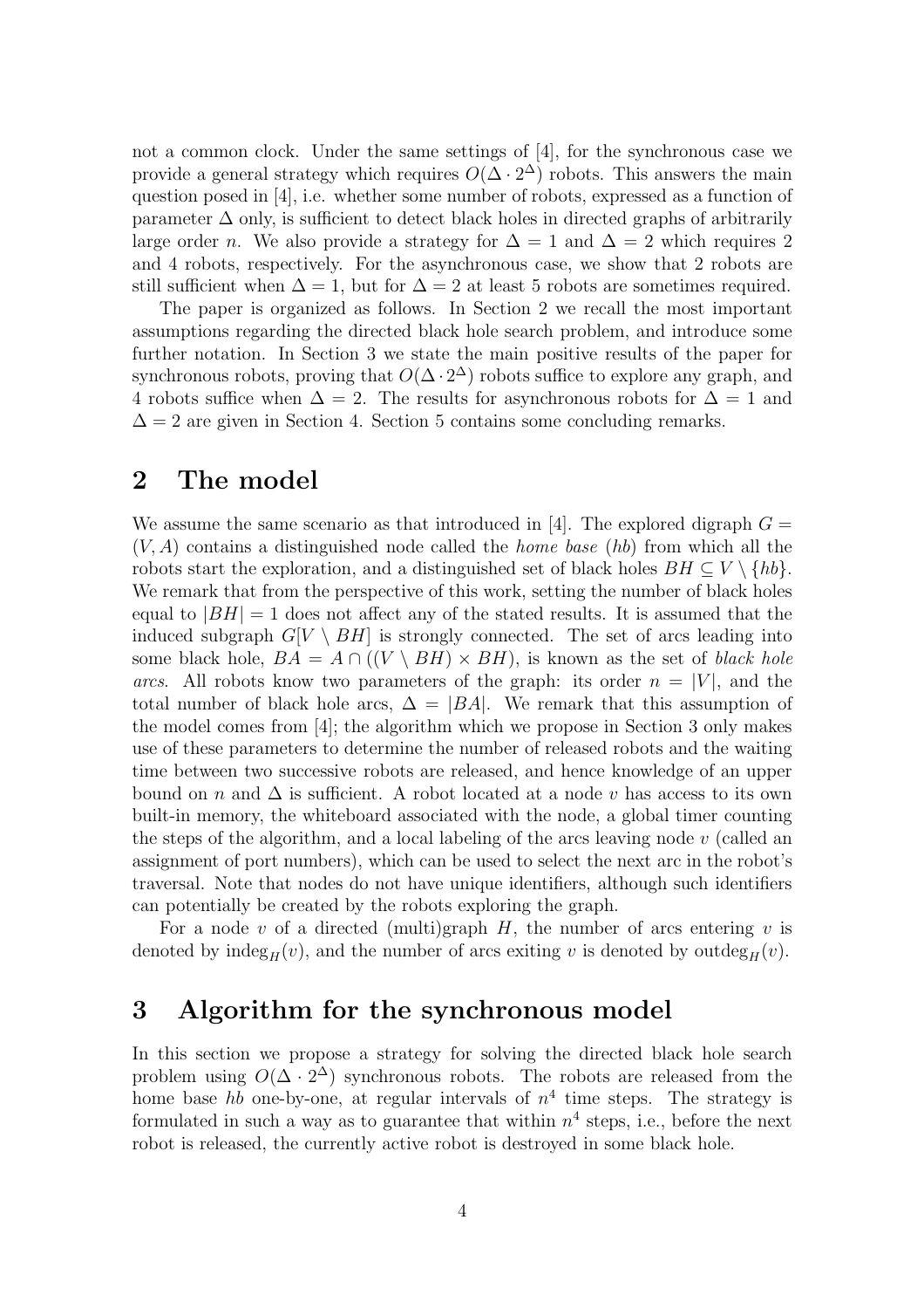not a common clock. Under the same settings of [4], for the synchronous case we provide a general strategy which requires $O(\Delta \cdot 2^{\Delta})$ robots. This answers the main question posed in [4], i.e. whether some number of robots, expressed as a function of parameter $\Delta$ only, is sufficient to detect black holes in directed graphs of arbitrarily large order $n$. We also provide a strategy for $\Delta = 1$ and $\Delta = 2$ which requires 2 and 4 robots, respectively. For the asynchronous case, we show that 2 robots are still sufficient when $\Delta = 1$, but for $\Delta = 2$ at least 5 robots are sometimes required.

The paper is organized as follows. In Section 2 we recall the most important assumptions regarding the directed black hole search problem, and introduce some further notation. In Section 3 we state the main positive results of the paper for synchronous robots, proving that $O(\Delta \cdot 2^{\Delta})$ robots suffice to explore any graph, and 4 robots suffice when $\Delta = 2$. The results for asynchronous robots for $\Delta = 1$ and $\Delta = 2$ are given in Section 4. Section 5 contains some concluding remarks.

## 2 The model

We assume the same scenario as that introduced in [4]. The explored digraph $G = (V, A)$ contains a distinguished node called the *home base* (*hb*) from which all the robots start the exploration, and a distinguished set of black holes $BH \subseteq V \setminus \{hb\}$. We remark that from the perspective of this work, setting the number of black holes equal to $|BH| = 1$ does not affect any of the stated results. It is assumed that the induced subgraph $G[V \setminus BH]$ is strongly connected. The set of arcs leading into some black hole, $BA = A \cap ((V \setminus BH) \times BH)$, is known as the set of *black hole arcs*. All robots know two parameters of the graph: its order $n = |V|$, and the total number of black hole arcs, $\Delta = |BA|$. We remark that this assumption of the model comes from [4]; the algorithm which we propose in Section 3 only makes use of these parameters to determine the number of released robots and the waiting time between two successive robots are released, and hence knowledge of an upper bound on $n$ and $\Delta$ is sufficient. A robot located at a node $v$ has access to its own built-in memory, the whiteboard associated with the node, a global timer counting the steps of the algorithm, and a local labeling of the arcs leaving node $v$ (called an assignment of port numbers), which can be used to select the next arc in the robot's traversal. Note that nodes do not have unique identifiers, although such identifiers can potentially be created by the robots exploring the graph.

For a node $v$ of a directed (multi)graph $H$, the number of arcs entering $v$ is denoted by $\text{indeg}_H(v)$, and the number of arcs exiting $v$ is denoted by $\text{outdeg}_H(v)$.

## 3 Algorithm for the synchronous model

In this section we propose a strategy for solving the directed black hole search problem using $O(\Delta \cdot 2^{\Delta})$ synchronous robots. The robots are released from the home base *hb* one-by-one, at regular intervals of $n^4$ time steps. The strategy is formulated in such a way as to guarantee that within $n^4$ steps, i.e., before the next robot is released, the currently active robot is destroyed in some black hole.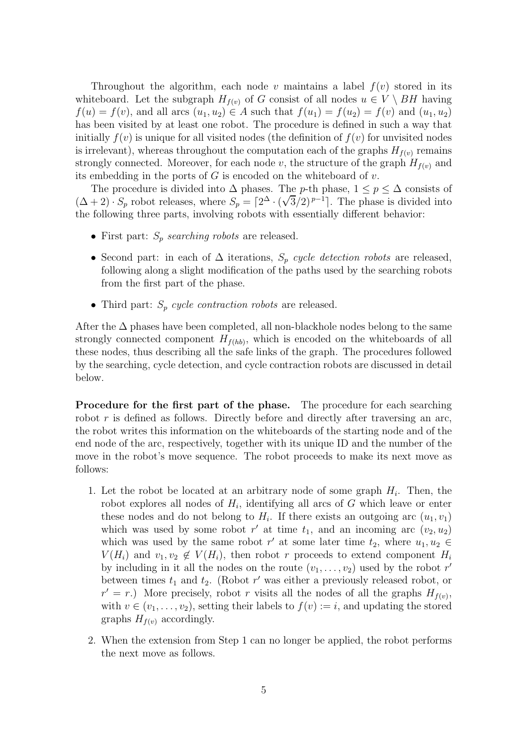Throughout the algorithm, each node $v$ maintains a label $f(v)$ stored in its whiteboard. Let the subgraph $H_{f(v)}$ of $G$ consist of all nodes $u \in V \setminus BH$ having $f(u) = f(v)$, and all arcs $(u_1, u_2) \in A$ such that $f(u_1) = f(u_2) = f(v)$ and $(u_1, u_2)$ has been visited by at least one robot. The procedure is defined in such a way that initially $f(v)$ is unique for all visited nodes (the definition of $f(v)$ for unvisited nodes is irrelevant), whereas throughout the computation each of the graphs $H_{f(v)}$ remains strongly connected. Moreover, for each node $v$, the structure of the graph $H_{f(v)}$ and its embedding in the ports of $G$ is encoded on the whiteboard of $v$.

The procedure is divided into $\Delta$ phases. The $p$-th phase, $1 \leq p \leq \Delta$ consists of $(\Delta + 2) \cdot S_p$ robot releases, where $S_p = \lceil 2^{\Delta} \cdot (\sqrt{3}/2)^{p-1} \rceil$. The phase is divided into the following three parts, involving robots with essentially different behavior:

- First part: $S_p$ *searching robots* are released.
- Second part: in each of $\Delta$ iterations, $S_p$ *cycle detection robots* are released, following along a slight modification of the paths used by the searching robots from the first part of the phase.
- Third part: $S_p$ *cycle contraction robots* are released.

After the $\Delta$ phases have been completed, all non-blackhole nodes belong to the same strongly connected component $H_{f(hb)}$, which is encoded on the whiteboards of all these nodes, thus describing all the safe links of the graph. The procedures followed by the searching, cycle detection, and cycle contraction robots are discussed in detail below.

**Procedure for the first part of the phase.** The procedure for each searching robot $r$ is defined as follows. Directly before and directly after traversing an arc, the robot writes this information on the whiteboards of the starting node and of the end node of the arc, respectively, together with its unique ID and the number of the move in the robot's move sequence. The robot proceeds to make its next move as follows:

1. Let the robot be located at an arbitrary node of some graph $H_i$. Then, the robot explores all nodes of $H_i$, identifying all arcs of $G$ which leave or enter these nodes and do not belong to $H_i$. If there exists an outgoing arc $(u_1, v_1)$ which was used by some robot $r'$ at time $t_1$, and an incoming arc $(v_2, u_2)$ which was used by the same robot $r'$ at some later time $t_2$, where $u_1, u_2 \in V(H_i)$ and $v_1, v_2 \notin V(H_i)$, then robot $r$ proceeds to extend component $H_i$ by including in it all the nodes on the route $(v_1, \ldots, v_2)$ used by the robot $r'$ between times $t_1$ and $t_2$. (Robot $r'$ was either a previously released robot, or $r' = r$.) More precisely, robot $r$ visits all the nodes of all the graphs $H_{f(v)}$, with $v \in (v_1, \ldots, v_2)$, setting their labels to $f(v) := i$, and updating the stored graphs $H_{f(v)}$ accordingly.
2. When the extension from Step 1 can no longer be applied, the robot performs the next move as follows.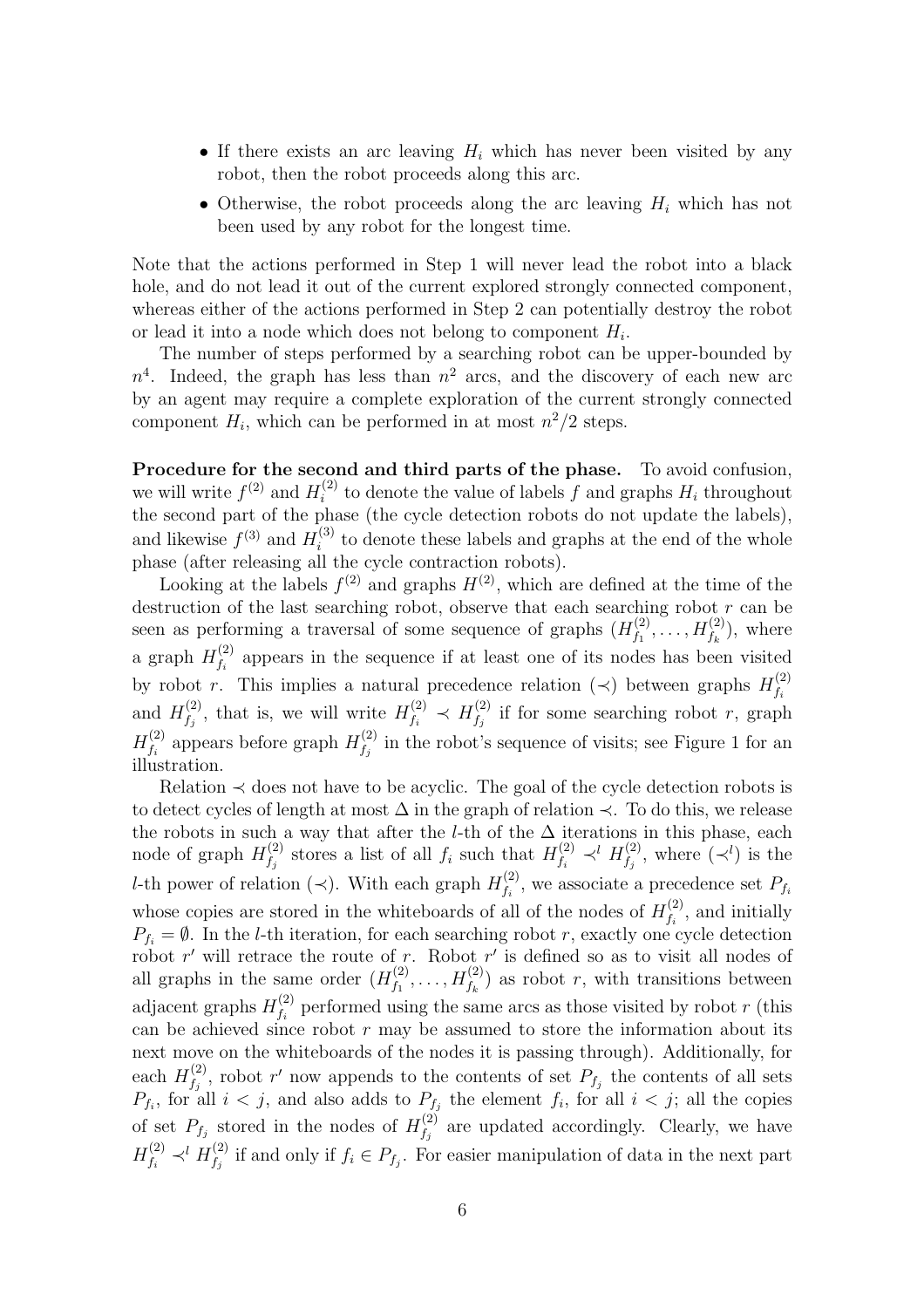- If there exists an arc leaving $H_i$ which has never been visited by any robot, then the robot proceeds along this arc.
- Otherwise, the robot proceeds along the arc leaving $H_i$ which has not been used by any robot for the longest time.

Note that the actions performed in Step 1 will never lead the robot into a black hole, and do not lead it out of the current explored strongly connected component, whereas either of the actions performed in Step 2 can potentially destroy the robot or lead it into a node which does not belong to component $H_i$.

The number of steps performed by a searching robot can be upper-bounded by $n^4$. Indeed, the graph has less than $n^2$ arcs, and the discovery of each new arc by an agent may require a complete exploration of the current strongly connected component $H_i$, which can be performed in at most $n^2/2$ steps.

**Procedure for the second and third parts of the phase.** To avoid confusion, we will write $f^{(2)}$ and $H_i^{(2)}$ to denote the value of labels $f$ and graphs $H_i$ throughout the second part of the phase (the cycle detection robots do not update the labels), and likewise $f^{(3)}$ and $H_i^{(3)}$ to denote these labels and graphs at the end of the whole phase (after releasing all the cycle contraction robots).

Looking at the labels $f^{(2)}$ and graphs $H^{(2)}$, which are defined at the time of the destruction of the last searching robot, observe that each searching robot $r$ can be seen as performing a traversal of some sequence of graphs $(H_{f_1}^{(2)}, \ldots, H_{f_k}^{(2)})$, where a graph $H_{f_i}^{(2)}$ appears in the sequence if at least one of its nodes has been visited by robot $r$. This implies a natural precedence relation $(\prec)$ between graphs $H_{f_i}^{(2)}$ and $H_{f_j}^{(2)}$, that is, we will write $H_{f_i}^{(2)} \prec H_{f_j}^{(2)}$ if for some searching robot $r$, graph $H_{f_i}^{(2)}$ appears before graph $H_{f_j}^{(2)}$ in the robot's sequence of visits; see Figure 1 for an illustration.

Relation $\prec$ does not have to be acyclic. The goal of the cycle detection robots is to detect cycles of length at most $\Delta$ in the graph of relation $\prec$. To do this, we release the robots in such a way that after the $l$-th of the $\Delta$ iterations in this phase, each node of graph $H_{f_j}^{(2)}$ stores a list of all $f_i$ such that $H_{f_i}^{(2)} \prec^l H_{f_j}^{(2)}$, where $(\prec^l)$ is the $l$-th power of relation $(\prec)$. With each graph $H_{f_i}^{(2)}$, we associate a precedence set $P_{f_i}$ whose copies are stored in the whiteboards of all of the nodes of $H_{f_i}^{(2)}$, and initially $P_{f_i} = \emptyset$. In the $l$-th iteration, for each searching robot $r$, exactly one cycle detection robot $r'$ will retrace the route of $r$. Robot $r'$ is defined so as to visit all nodes of all graphs in the same order $(H_{f_1}^{(2)}, \ldots, H_{f_k}^{(2)})$ as robot $r$, with transitions between adjacent graphs $H_{f_i}^{(2)}$ performed using the same arcs as those visited by robot $r$ (this can be achieved since robot $r$ may be assumed to store the information about its next move on the whiteboards of the nodes it is passing through). Additionally, for each $H_{f_j}^{(2)}$, robot $r'$ now appends to the contents of set $P_{f_j}$ the contents of all sets $P_{f_i}$, for all $i < j$, and also adds to $P_{f_j}$ the element $f_i$, for all $i < j$; all the copies of set $P_{f_j}$ stored in the nodes of $H_{f_j}^{(2)}$ are updated accordingly. Clearly, we have $H_{f_i}^{(2)} \prec^l H_{f_j}^{(2)}$ if and only if $f_i \in P_{f_j}$. For easier manipulation of data in the next part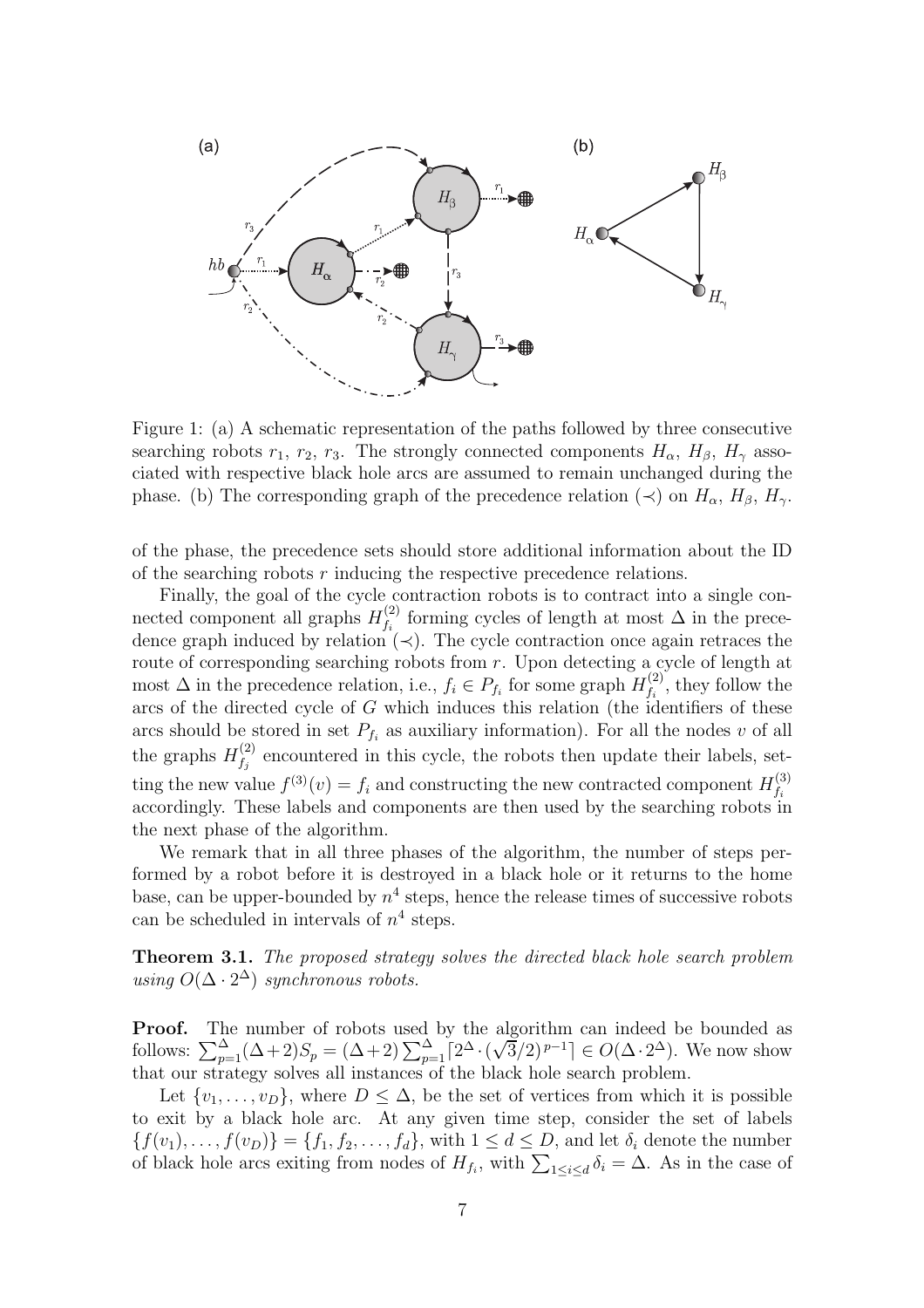Figure 1: (a) A schematic representation of the paths followed by three consecutive searching robots $r_1$, $r_2$, $r_3$. The strongly connected components $H_\alpha$, $H_\beta$, $H_\gamma$ associated with respective black hole arcs are assumed to remain unchanged during the phase. (b) The corresponding graph of the precedence relation ($\prec$) on $H_\alpha$, $H_\beta$, $H_\gamma$.

of the phase, the precedence sets should store additional information about the ID of the searching robots $r$ inducing the respective precedence relations.

Finally, the goal of the cycle contraction robots is to contract into a single connected component all graphs $H^{(2)}_{f_i}$ forming cycles of length at most $\Delta$ in the precedence graph induced by relation ($\prec$). The cycle contraction once again retraces the route of corresponding searching robots from $r$. Upon detecting a cycle of length at most $\Delta$ in the precedence relation, i.e., $f_i \in P_{f_i}$ for some graph $H^{(2)}_{f_i}$, they follow the arcs of the directed cycle of $G$ which induces this relation (the identifiers of these arcs should be stored in set $P_{f_i}$ as auxiliary information). For all the nodes $v$ of all the graphs $H^{(2)}_{f_j}$ encountered in this cycle, the robots then update their labels, setting the new value $f^{(3)}(v) = f_i$ and constructing the new contracted component $H^{(3)}_{f_i}$ accordingly. These labels and components are then used by the searching robots in the next phase of the algorithm.

We remark that in all three phases of the algorithm, the number of steps performed by a robot before it is destroyed in a black hole or it returns to the home base, can be upper-bounded by $n^4$ steps, hence the release times of successive robots can be scheduled in intervals of $n^4$ steps.

**Theorem 3.1.** *The proposed strategy solves the directed black hole search problem using $O(\Delta \cdot 2^\Delta)$ synchronous robots.*

**Proof.** The number of robots used by the algorithm can indeed be bounded as follows: $\sum_{p=1}^{\Delta}(\Delta+2)S_p = (\Delta+2)\sum_{p=1}^{\Delta}\lceil 2^\Delta \cdot (\sqrt{3}/2)^{p-1}\rceil \in O(\Delta \cdot 2^\Delta)$. We now show that our strategy solves all instances of the black hole search problem.

Let $\{v_1, \ldots, v_D\}$, where $D \leq \Delta$, be the set of vertices from which it is possible to exit by a black hole arc. At any given time step, consider the set of labels $\{f(v_1), \ldots, f(v_D)\} = \{f_1, f_2, \ldots, f_d\}$, with $1 \leq d \leq D$, and let $\delta_i$ denote the number of black hole arcs exiting from nodes of $H_{f_i}$, with $\sum_{1 \leq i \leq d} \delta_i = \Delta$. As in the case of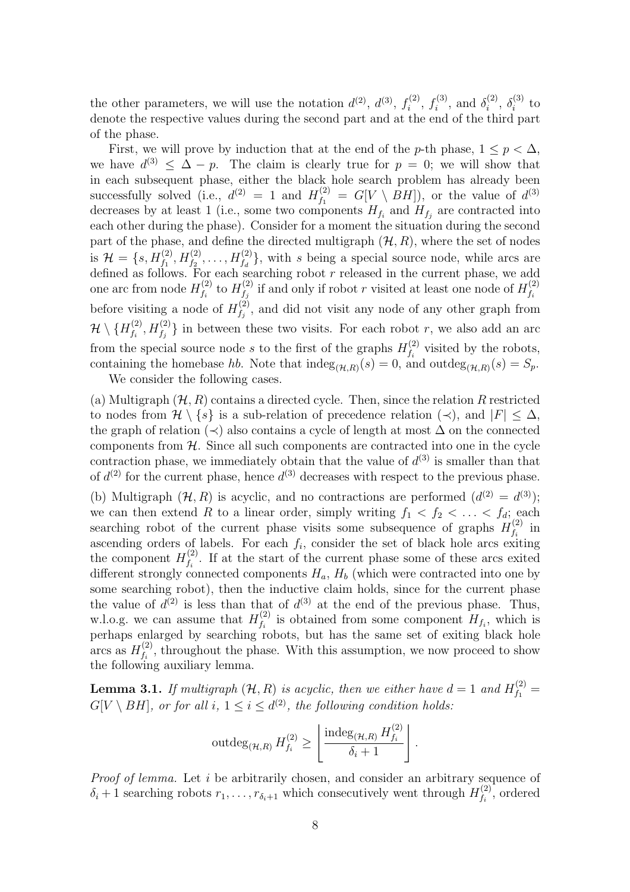the other parameters, we will use the notation $d^{(2)}$, $d^{(3)}$, $f_i^{(2)}$, $f_i^{(3)}$, and $\delta_i^{(2)}$, $\delta_i^{(3)}$ to denote the respective values during the second part and at the end of the third part of the phase.

First, we will prove by induction that at the end of the $p$-th phase, $1 \leq p < \Delta$, we have $d^{(3)} \leq \Delta - p$. The claim is clearly true for $p = 0$; we will show that in each subsequent phase, either the black hole search problem has already been successfully solved (i.e., $d^{(2)} = 1$ and $H_{f_1}^{(2)} = G[V \setminus BH]$), or the value of $d^{(3)}$ decreases by at least 1 (i.e., some two components $H_{f_i}$ and $H_{f_j}$ are contracted into each other during the phase). Consider for a moment the situation during the second part of the phase, and define the directed multigraph $(\mathcal{H}, R)$, where the set of nodes is $\mathcal{H} = \{s, H_{f_1}^{(2)}, H_{f_2}^{(2)}, \ldots, H_{f_d}^{(2)}\}$, with $s$ being a special source node, while arcs are defined as follows. For each searching robot $r$ released in the current phase, we add one arc from node $H_{f_i}^{(2)}$ to $H_{f_j}^{(2)}$ if and only if robot $r$ visited at least one node of $H_{f_i}^{(2)}$ before visiting a node of $H_{f_j}^{(2)}$, and did not visit any node of any other graph from $\mathcal{H} \setminus \{H_{f_i}^{(2)}, H_{f_j}^{(2)}\}$ in between these two visits. For each robot $r$, we also add an arc from the special source node $s$ to the first of the graphs $H_{f_i}^{(2)}$ visited by the robots, containing the homebase $hb$. Note that $\mathrm{indeg}_{(\mathcal{H},R)}(s) = 0$, and $\mathrm{outdeg}_{(\mathcal{H},R)}(s) = S_p$.

We consider the following cases.

(a) Multigraph $(\mathcal{H}, R)$ contains a directed cycle. Then, since the relation $R$ restricted to nodes from $\mathcal{H} \setminus \{s\}$ is a sub-relation of precedence relation $(\prec)$, and $|F| \leq \Delta$, the graph of relation $(\prec)$ also contains a cycle of length at most $\Delta$ on the connected components from $\mathcal{H}$. Since all such components are contracted into one in the cycle contraction phase, we immediately obtain that the value of $d^{(3)}$ is smaller than that of $d^{(2)}$ for the current phase, hence $d^{(3)}$ decreases with respect to the previous phase.

(b) Multigraph $(\mathcal{H}, R)$ is acyclic, and no contractions are performed ($d^{(2)} = d^{(3)}$); we can then extend $R$ to a linear order, simply writing $f_1 < f_2 < \ldots < f_d$; each searching robot of the current phase visits some subsequence of graphs $H_{f_i}^{(2)}$ in ascending orders of labels. For each $f_i$, consider the set of black hole arcs exiting the component $H_{f_i}^{(2)}$. If at the start of the current phase some of these arcs exited different strongly connected components $H_a$, $H_b$ (which were contracted into one by some searching robot), then the inductive claim holds, since for the current phase the value of $d^{(2)}$ is less than that of $d^{(3)}$ at the end of the previous phase. Thus, w.l.o.g. we can assume that $H_{f_i}^{(2)}$ is obtained from some component $H_{f_i}$, which is perhaps enlarged by searching robots, but has the same set of exiting black hole arcs as $H_{f_i}^{(2)}$, throughout the phase. With this assumption, we now proceed to show the following auxiliary lemma.

**Lemma 3.1.** *If multigraph $(\mathcal{H}, R)$ is acyclic, then we either have $d = 1$ and $H_{f_1}^{(2)} = G[V \setminus BH]$, or for all $i$, $1 \leq i \leq d^{(2)}$, the following condition holds:*

$$\mathrm{outdeg}_{(\mathcal{H},R)} H_{f_i}^{(2)} \geq \left\lfloor \frac{\mathrm{indeg}_{(\mathcal{H},R)} H_{f_i}^{(2)}}{\delta_i + 1} \right\rfloor.$$

*Proof of lemma.* Let $i$ be arbitrarily chosen, and consider an arbitrary sequence of $\delta_i + 1$ searching robots $r_1, \ldots, r_{\delta_i+1}$ which consecutively went through $H_{f_i}^{(2)}$, ordered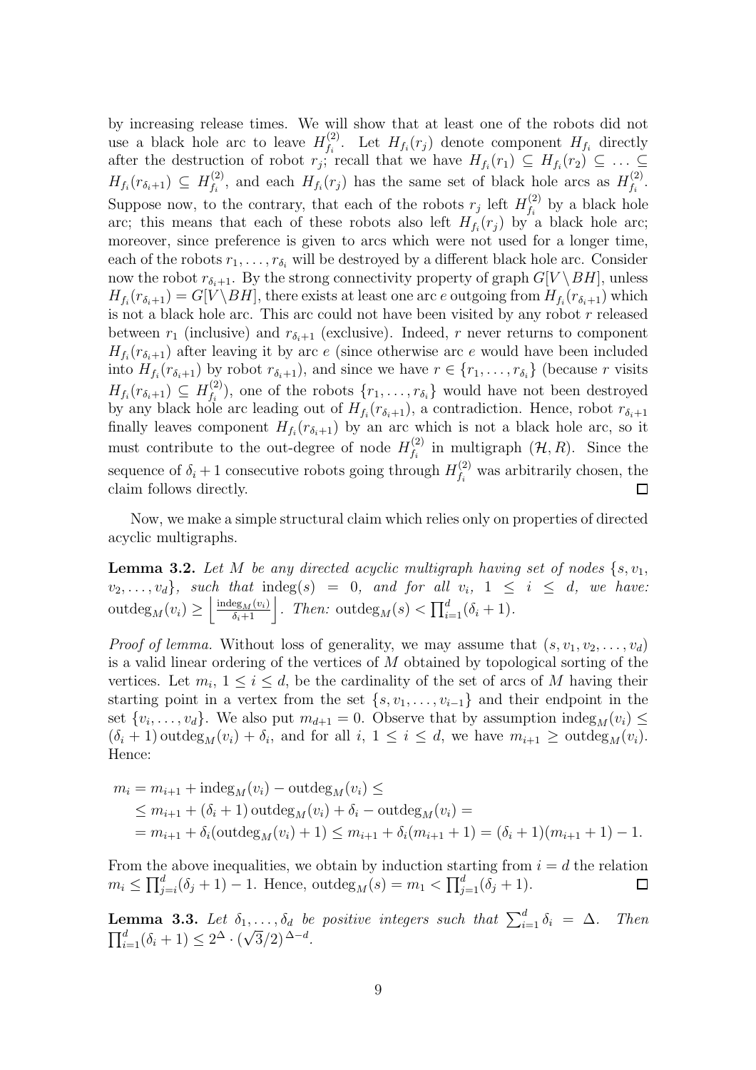by increasing release times. We will show that at least one of the robots did not use a black hole arc to leave $H_{f_i}^{(2)}$. Let $H_{f_i}(r_j)$ denote component $H_{f_i}$ directly after the destruction of robot $r_j$; recall that we have $H_{f_i}(r_1) \subseteq H_{f_i}(r_2) \subseteq \ldots \subseteq H_{f_i}(r_{\delta_i+1}) \subseteq H_{f_i}^{(2)}$, and each $H_{f_i}(r_j)$ has the same set of black hole arcs as $H_{f_i}^{(2)}$. Suppose now, to the contrary, that each of the robots $r_j$ left $H_{f_i}^{(2)}$ by a black hole arc; this means that each of these robots also left $H_{f_i}(r_j)$ by a black hole arc; moreover, since preference is given to arcs which were not used for a longer time, each of the robots $r_1, \ldots, r_{\delta_i}$ will be destroyed by a different black hole arc. Consider now the robot $r_{\delta_i+1}$. By the strong connectivity property of graph $G[V \setminus BH]$, unless $H_{f_i}(r_{\delta_i+1}) = G[V \setminus BH]$, there exists at least one arc $e$ outgoing from $H_{f_i}(r_{\delta_i+1})$ which is not a black hole arc. This arc could not have been visited by any robot $r$ released between $r_1$ (inclusive) and $r_{\delta_i+1}$ (exclusive). Indeed, $r$ never returns to component $H_{f_i}(r_{\delta_i+1})$ after leaving it by arc $e$ (since otherwise arc $e$ would have been included into $H_{f_i}(r_{\delta_i+1})$ by robot $r_{\delta_i+1}$), and since we have $r \in \{r_1, \ldots, r_{\delta_i}\}$ (because $r$ visits $H_{f_i}(r_{\delta_i+1}) \subseteq H_{f_i}^{(2)}$), one of the robots $\{r_1, \ldots, r_{\delta_i}\}$ would have not been destroyed by any black hole arc leading out of $H_{f_i}(r_{\delta_i+1})$, a contradiction. Hence, robot $r_{\delta_i+1}$ finally leaves component $H_{f_i}(r_{\delta_i+1})$ by an arc which is not a black hole arc, so it must contribute to the out-degree of node $H_{f_i}^{(2)}$ in multigraph $(\mathcal{H}, R)$. Since the sequence of $\delta_i + 1$ consecutive robots going through $H_{f_i}^{(2)}$ was arbitrarily chosen, the claim follows directly. □

Now, we make a simple structural claim which relies only on properties of directed acyclic multigraphs.

**Lemma 3.2.** *Let $M$ be any directed acyclic multigraph having set of nodes $\{s, v_1, v_2, \ldots, v_d\}$, such that $\mathrm{indeg}(s) = 0$, and for all $v_i$, $1 \leq i \leq d$, we have: $\mathrm{outdeg}_M(v_i) \geq \left\lfloor \frac{\mathrm{indeg}_M(v_i)}{\delta_i+1} \right\rfloor$. Then: $\mathrm{outdeg}_M(s) < \prod_{i=1}^{d}(\delta_i + 1)$.*

*Proof of lemma.* Without loss of generality, we may assume that $(s, v_1, v_2, \ldots, v_d)$ is a valid linear ordering of the vertices of $M$ obtained by topological sorting of the vertices. Let $m_i$, $1 \leq i \leq d$, be the cardinality of the set of arcs of $M$ having their starting point in a vertex from the set $\{s, v_1, \ldots, v_{i-1}\}$ and their endpoint in the set $\{v_i, \ldots, v_d\}$. We also put $m_{d+1} = 0$. Observe that by assumption $\mathrm{indeg}_M(v_i) \leq (\delta_i + 1)\,\mathrm{outdeg}_M(v_i) + \delta_i$, and for all $i$, $1 \leq i \leq d$, we have $m_{i+1} \geq \mathrm{outdeg}_M(v_i)$. Hence:

$$
\begin{aligned}
m_i &= m_{i+1} + \mathrm{indeg}_M(v_i) - \mathrm{outdeg}_M(v_i) \leq \\
&\leq m_{i+1} + (\delta_i + 1)\,\mathrm{outdeg}_M(v_i) + \delta_i - \mathrm{outdeg}_M(v_i) = \\
&= m_{i+1} + \delta_i(\mathrm{outdeg}_M(v_i) + 1) \leq m_{i+1} + \delta_i(m_{i+1} + 1) = (\delta_i + 1)(m_{i+1} + 1) - 1.
\end{aligned}
$$

From the above inequalities, we obtain by induction starting from $i = d$ the relation $m_i \leq \prod_{j=i}^{d}(\delta_j + 1) - 1$. Hence, $\mathrm{outdeg}_M(s) = m_1 < \prod_{j=1}^{d}(\delta_j + 1)$. □

**Lemma 3.3.** *Let $\delta_1, \ldots, \delta_d$ be positive integers such that $\sum_{i=1}^{d} \delta_i = \Delta$. Then $\prod_{i=1}^{d}(\delta_i + 1) \leq 2^{\Delta} \cdot (\sqrt{3}/2)^{\Delta - d}$.*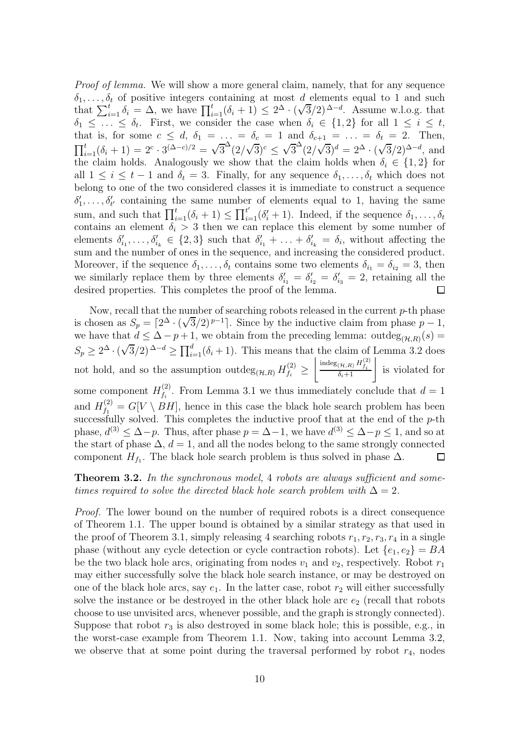*Proof of lemma.* We will show a more general claim, namely, that for any sequence $\delta_1, \ldots, \delta_t$ of positive integers containing at most $d$ elements equal to 1 and such that $\sum_{i=1}^{t} \delta_i = \Delta$, we have $\prod_{i=1}^{t}(\delta_i + 1) \leq 2^{\Delta} \cdot (\sqrt{3}/2)^{\Delta - d}$. Assume w.l.o.g. that $\delta_1 \leq \ldots \leq \delta_t$. First, we consider the case when $\delta_i \in \{1, 2\}$ for all $1 \leq i \leq t$, that is, for some $c \leq d$, $\delta_1 = \ldots = \delta_c = 1$ and $\delta_{c+1} = \ldots = \delta_t = 2$. Then, $\prod_{i=1}^{t}(\delta_i + 1) = 2^c \cdot 3^{(\Delta - c)/2} = \sqrt{3}^{\Delta}(2/\sqrt{3})^c \leq \sqrt{3}^{\Delta}(2/\sqrt{3})^d = 2^{\Delta} \cdot (\sqrt{3}/2)^{\Delta - d}$, and the claim holds. Analogously we show that the claim holds when $\delta_i \in \{1, 2\}$ for all $1 \leq i \leq t-1$ and $\delta_t = 3$. Finally, for any sequence $\delta_1, \ldots, \delta_t$ which does not belong to one of the two considered classes it is immediate to construct a sequence $\delta'_1, \ldots, \delta'_{t'}$ containing the same number of elements equal to 1, having the same sum, and such that $\prod_{i=1}^{t}(\delta_i + 1) \leq \prod_{i=1}^{t'}(\delta'_i + 1)$. Indeed, if the sequence $\delta_1, \ldots, \delta_t$ contains an element $\delta_i > 3$ then we can replace this element by some number of elements $\delta'_{i_1}, \ldots, \delta'_{i_k} \in \{2, 3\}$ such that $\delta'_{i_1} + \ldots + \delta'_{i_k} = \delta_i$, without affecting the sum and the number of ones in the sequence, and increasing the considered product. Moreover, if the sequence $\delta_1, \ldots, \delta_t$ contains some two elements $\delta_{i_1} = \delta_{i_2} = 3$, then we similarly replace them by three elements $\delta'_{i_1} = \delta'_{i_2} = \delta'_{i_3} = 2$, retaining all the desired properties. This completes the proof of the lemma. □

Now, recall that the number of searching robots released in the current $p$-th phase is chosen as $S_p = \lceil 2^{\Delta} \cdot (\sqrt{3}/2)^{p-1} \rceil$. Since by the inductive claim from phase $p-1$, we have that $d \leq \Delta - p + 1$, we obtain from the preceding lemma: $\text{outdeg}_{(\mathcal{H},R)}(s) = S_p \geq 2^{\Delta} \cdot (\sqrt{3}/2)^{\Delta - d} \geq \prod_{i=1}^{d}(\delta_i + 1)$. This means that the claim of Lemma 3.2 does not hold, and so the assumption $\text{outdeg}_{(\mathcal{H},R)} H^{(2)}_{f_i} \geq \left\lfloor \frac{\text{indeg}_{(\mathcal{H},R)} H^{(2)}_{f_i}}{\delta_i + 1} \right\rfloor$ is violated for some component $H^{(2)}_{f_i}$. From Lemma 3.1 we thus immediately conclude that $d = 1$ and $H^{(2)}_{f_1} = G[V \setminus BH]$, hence in this case the black hole search problem has been successfully solved. This completes the inductive proof that at the end of the $p$-th phase, $d^{(3)} \leq \Delta - p$. Thus, after phase $p = \Delta - 1$, we have $d^{(3)} \leq \Delta - p \leq 1$, and so at the start of phase $\Delta$, $d = 1$, and all the nodes belong to the same strongly connected component $H_{f_1}$. The black hole search problem is thus solved in phase $\Delta$. □

**Theorem 3.2.** *In the synchronous model,* 4 *robots are always sufficient and sometimes required to solve the directed black hole search problem with* $\Delta = 2$*.*

*Proof.* The lower bound on the number of required robots is a direct consequence of Theorem 1.1. The upper bound is obtained by a similar strategy as that used in the proof of Theorem 3.1, simply releasing 4 searching robots $r_1, r_2, r_3, r_4$ in a single phase (without any cycle detection or cycle contraction robots). Let $\{e_1, e_2\} = BA$ be the two black hole arcs, originating from nodes $v_1$ and $v_2$, respectively. Robot $r_1$ may either successfully solve the black hole search instance, or may be destroyed on one of the black hole arcs, say $e_1$. In the latter case, robot $r_2$ will either successfully solve the instance or be destroyed in the other black hole arc $e_2$ (recall that robots choose to use unvisited arcs, whenever possible, and the graph is strongly connected). Suppose that robot $r_3$ is also destroyed in some black hole; this is possible, e.g., in the worst-case example from Theorem 1.1. Now, taking into account Lemma 3.2, we observe that at some point during the traversal performed by robot $r_4$, nodes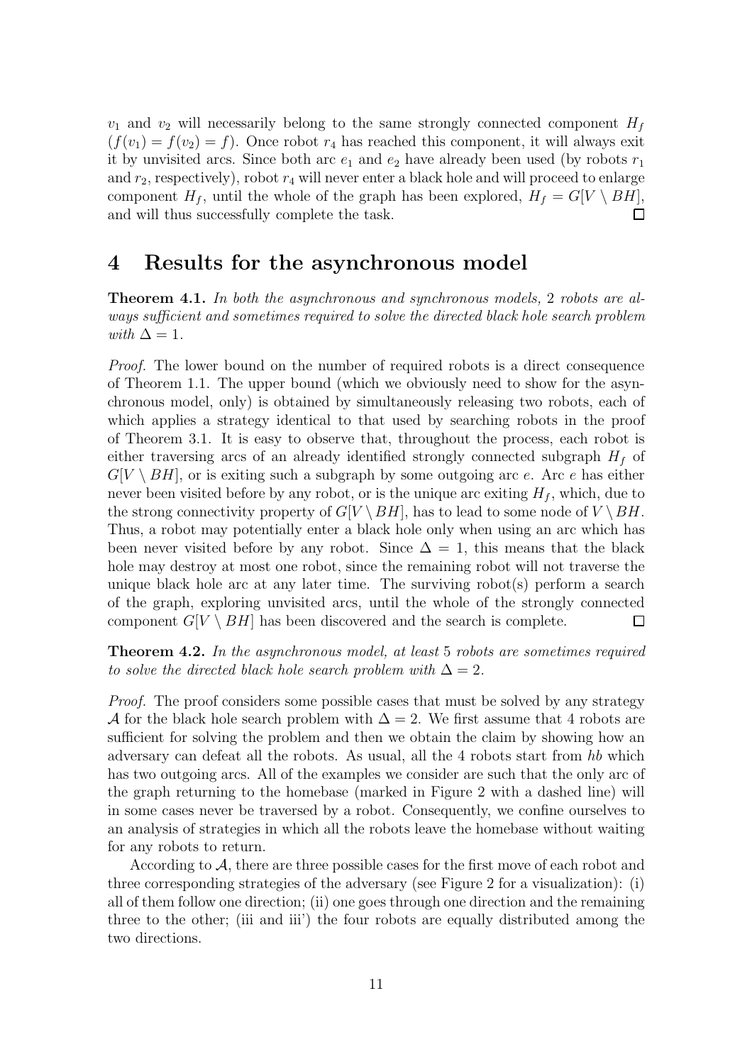$v_1$ and $v_2$ will necessarily belong to the same strongly connected component $H_f$ ($f(v_1) = f(v_2) = f$). Once robot $r_4$ has reached this component, it will always exit it by unvisited arcs. Since both arc $e_1$ and $e_2$ have already been used (by robots $r_1$ and $r_2$, respectively), robot $r_4$ will never enter a black hole and will proceed to enlarge component $H_f$, until the whole of the graph has been explored, $H_f = G[V \setminus BH]$, and will thus successfully complete the task. □

# 4 Results for the asynchronous model

**Theorem 4.1.** *In both the asynchronous and synchronous models,* 2 *robots are always sufficient and sometimes required to solve the directed black hole search problem with* $\Delta = 1$*.*

*Proof.* The lower bound on the number of required robots is a direct consequence of Theorem 1.1. The upper bound (which we obviously need to show for the asynchronous model, only) is obtained by simultaneously releasing two robots, each of which applies a strategy identical to that used by searching robots in the proof of Theorem 3.1. It is easy to observe that, throughout the process, each robot is either traversing arcs of an already identified strongly connected subgraph $H_f$ of $G[V \setminus BH]$, or is exiting such a subgraph by some outgoing arc $e$. Arc $e$ has either never been visited before by any robot, or is the unique arc exiting $H_f$, which, due to the strong connectivity property of $G[V \setminus BH]$, has to lead to some node of $V \setminus BH$. Thus, a robot may potentially enter a black hole only when using an arc which has been never visited before by any robot. Since $\Delta = 1$, this means that the black hole may destroy at most one robot, since the remaining robot will not traverse the unique black hole arc at any later time. The surviving robot(s) perform a search of the graph, exploring unvisited arcs, until the whole of the strongly connected component $G[V \setminus BH]$ has been discovered and the search is complete. □

**Theorem 4.2.** *In the asynchronous model, at least* 5 *robots are sometimes required to solve the directed black hole search problem with* $\Delta = 2$*.*

*Proof.* The proof considers some possible cases that must be solved by any strategy $\mathcal{A}$ for the black hole search problem with $\Delta = 2$. We first assume that 4 robots are sufficient for solving the problem and then we obtain the claim by showing how an adversary can defeat all the robots. As usual, all the 4 robots start from *hb* which has two outgoing arcs. All of the examples we consider are such that the only arc of the graph returning to the homebase (marked in Figure 2 with a dashed line) will in some cases never be traversed by a robot. Consequently, we confine ourselves to an analysis of strategies in which all the robots leave the homebase without waiting for any robots to return.

According to $\mathcal{A}$, there are three possible cases for the first move of each robot and three corresponding strategies of the adversary (see Figure 2 for a visualization): (i) all of them follow one direction; (ii) one goes through one direction and the remaining three to the other; (iii and iii') the four robots are equally distributed among the two directions.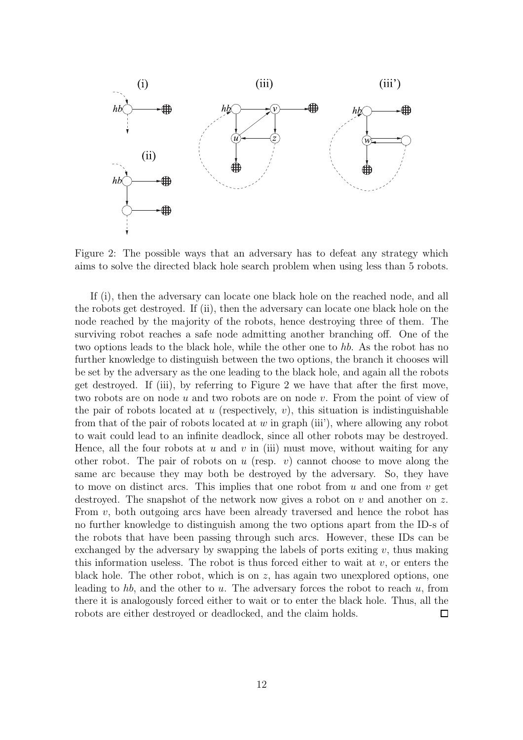(i)

(iii)

(iii')

(ii)

Figure 2: The possible ways that an adversary has to defeat any strategy which aims to solve the directed black hole search problem when using less than 5 robots.

If (i), then the adversary can locate one black hole on the reached node, and all the robots get destroyed. If (ii), then the adversary can locate one black hole on the node reached by the majority of the robots, hence destroying three of them. The surviving robot reaches a safe node admitting another branching off. One of the two options leads to the black hole, while the other one to $hb$. As the robot has no further knowledge to distinguish between the two options, the branch it chooses will be set by the adversary as the one leading to the black hole, and again all the robots get destroyed. If (iii), by referring to Figure 2 we have that after the first move, two robots are on node $u$ and two robots are on node $v$. From the point of view of the pair of robots located at $u$ (respectively, $v$), this situation is indistinguishable from that of the pair of robots located at $w$ in graph (iii'), where allowing any robot to wait could lead to an infinite deadlock, since all other robots may be destroyed. Hence, all the four robots at $u$ and $v$ in (iii) must move, without waiting for any other robot. The pair of robots on $u$ (resp. $v$) cannot choose to move along the same arc because they may both be destroyed by the adversary. So, they have to move on distinct arcs. This implies that one robot from $u$ and one from $v$ get destroyed. The snapshot of the network now gives a robot on $v$ and another on $z$. From $v$, both outgoing arcs have been already traversed and hence the robot has no further knowledge to distinguish among the two options apart from the ID-s of the robots that have been passing through such arcs. However, these IDs can be exchanged by the adversary by swapping the labels of ports exiting $v$, thus making this information useless. The robot is thus forced either to wait at $v$, or enters the black hole. The other robot, which is on $z$, has again two unexplored options, one leading to $hb$, and the other to $u$. The adversary forces the robot to reach $u$, from there it is analogously forced either to wait or to enter the black hole. Thus, all the robots are either destroyed or deadlocked, and the claim holds. $\square$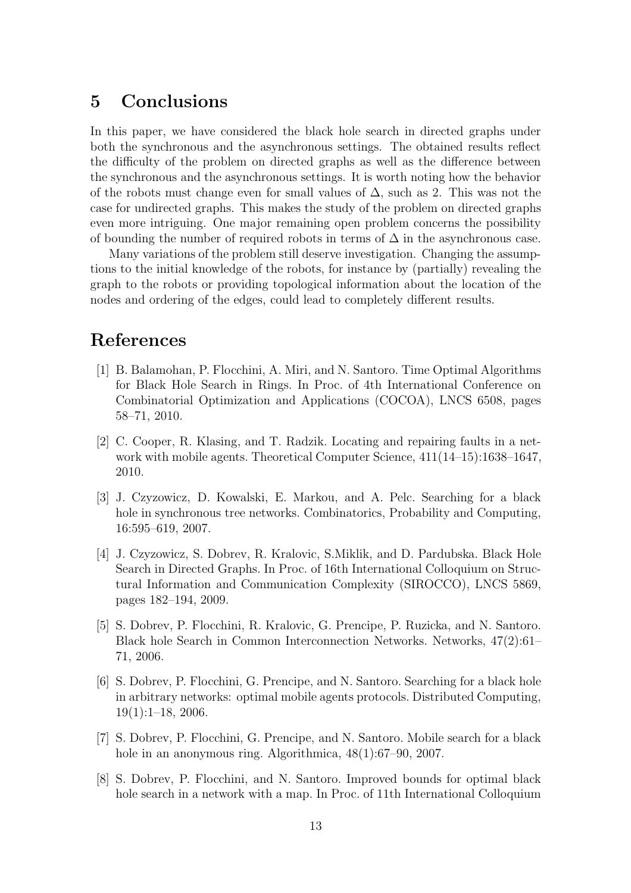## 5 Conclusions

In this paper, we have considered the black hole search in directed graphs under both the synchronous and the asynchronous settings. The obtained results reflect the difficulty of the problem on directed graphs as well as the difference between the synchronous and the asynchronous settings. It is worth noting how the behavior of the robots must change even for small values of $\Delta$, such as 2. This was not the case for undirected graphs. This makes the study of the problem on directed graphs even more intriguing. One major remaining open problem concerns the possibility of bounding the number of required robots in terms of $\Delta$ in the asynchronous case.

Many variations of the problem still deserve investigation. Changing the assumptions to the initial knowledge of the robots, for instance by (partially) revealing the graph to the robots or providing topological information about the location of the nodes and ordering of the edges, could lead to completely different results.

## References

[1] B. Balamohan, P. Flocchini, A. Miri, and N. Santoro. Time Optimal Algorithms for Black Hole Search in Rings. In Proc. of 4th International Conference on Combinatorial Optimization and Applications (COCOA), LNCS 6508, pages 58–71, 2010.

[2] C. Cooper, R. Klasing, and T. Radzik. Locating and repairing faults in a network with mobile agents. Theoretical Computer Science, 411(14–15):1638–1647, 2010.

[3] J. Czyzowicz, D. Kowalski, E. Markou, and A. Pelc. Searching for a black hole in synchronous tree networks. Combinatorics, Probability and Computing, 16:595–619, 2007.

[4] J. Czyzowicz, S. Dobrev, R. Kralovic, S.Miklik, and D. Pardubska. Black Hole Search in Directed Graphs. In Proc. of 16th International Colloquium on Structural Information and Communication Complexity (SIROCCO), LNCS 5869, pages 182–194, 2009.

[5] S. Dobrev, P. Flocchini, R. Kralovic, G. Prencipe, P. Ruzicka, and N. Santoro. Black hole Search in Common Interconnection Networks. Networks, 47(2):61–71, 2006.

[6] S. Dobrev, P. Flocchini, G. Prencipe, and N. Santoro. Searching for a black hole in arbitrary networks: optimal mobile agents protocols. Distributed Computing, 19(1):1–18, 2006.

[7] S. Dobrev, P. Flocchini, G. Prencipe, and N. Santoro. Mobile search for a black hole in an anonymous ring. Algorithmica, 48(1):67–90, 2007.

[8] S. Dobrev, P. Flocchini, and N. Santoro. Improved bounds for optimal black hole search in a network with a map. In Proc. of 11th International Colloquium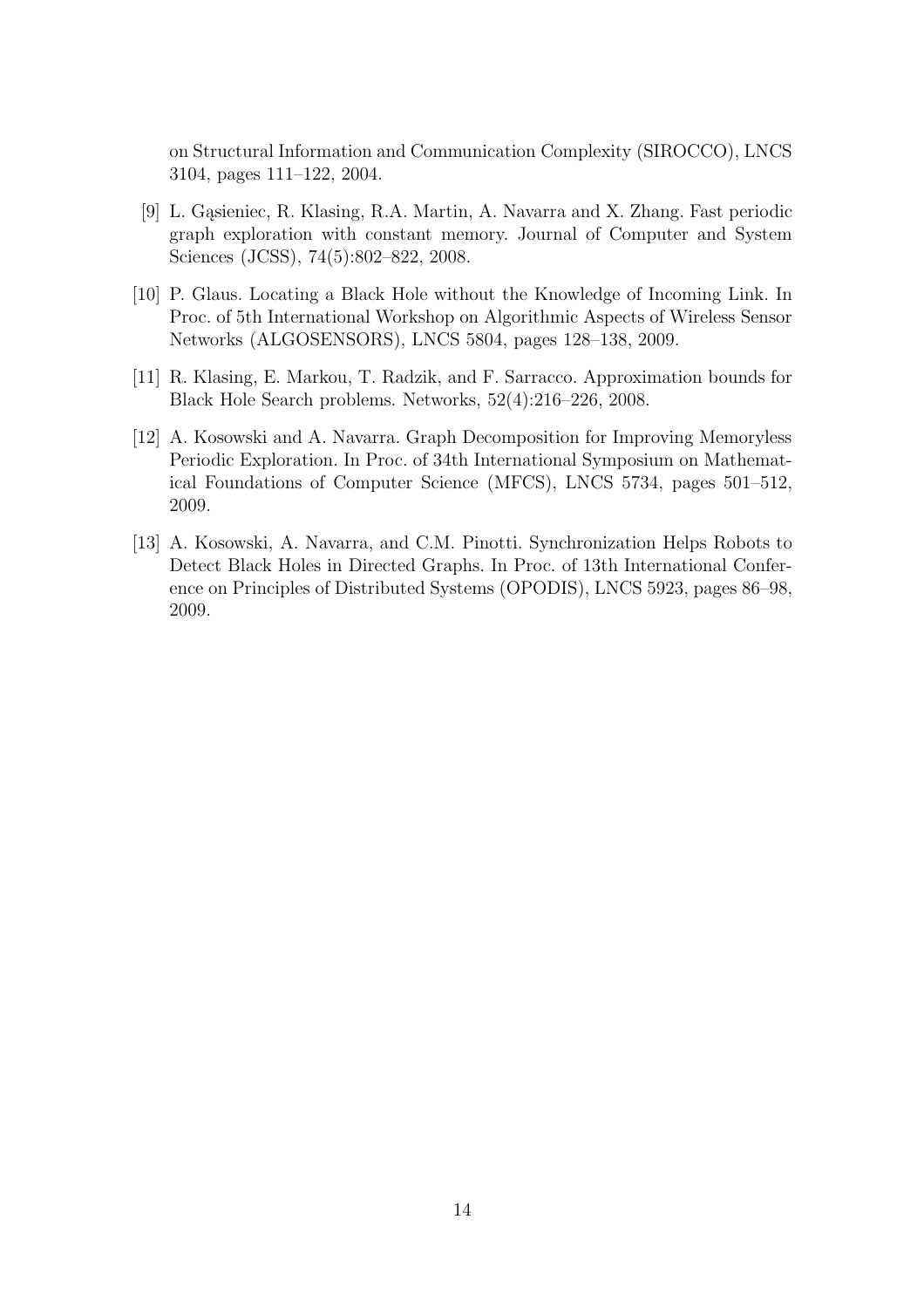on Structural Information and Communication Complexity (SIROCCO), LNCS 3104, pages 111–122, 2004.

[9] L. Gąsieniec, R. Klasing, R.A. Martin, A. Navarra and X. Zhang. Fast periodic graph exploration with constant memory. Journal of Computer and System Sciences (JCSS), 74(5):802–822, 2008.

[10] P. Glaus. Locating a Black Hole without the Knowledge of Incoming Link. In Proc. of 5th International Workshop on Algorithmic Aspects of Wireless Sensor Networks (ALGOSENSORS), LNCS 5804, pages 128–138, 2009.

[11] R. Klasing, E. Markou, T. Radzik, and F. Sarracco. Approximation bounds for Black Hole Search problems. Networks, 52(4):216–226, 2008.

[12] A. Kosowski and A. Navarra. Graph Decomposition for Improving Memoryless Periodic Exploration. In Proc. of 34th International Symposium on Mathematical Foundations of Computer Science (MFCS), LNCS 5734, pages 501–512, 2009.

[13] A. Kosowski, A. Navarra, and C.M. Pinotti. Synchronization Helps Robots to Detect Black Holes in Directed Graphs. In Proc. of 13th International Conference on Principles of Distributed Systems (OPODIS), LNCS 5923, pages 86–98, 2009.